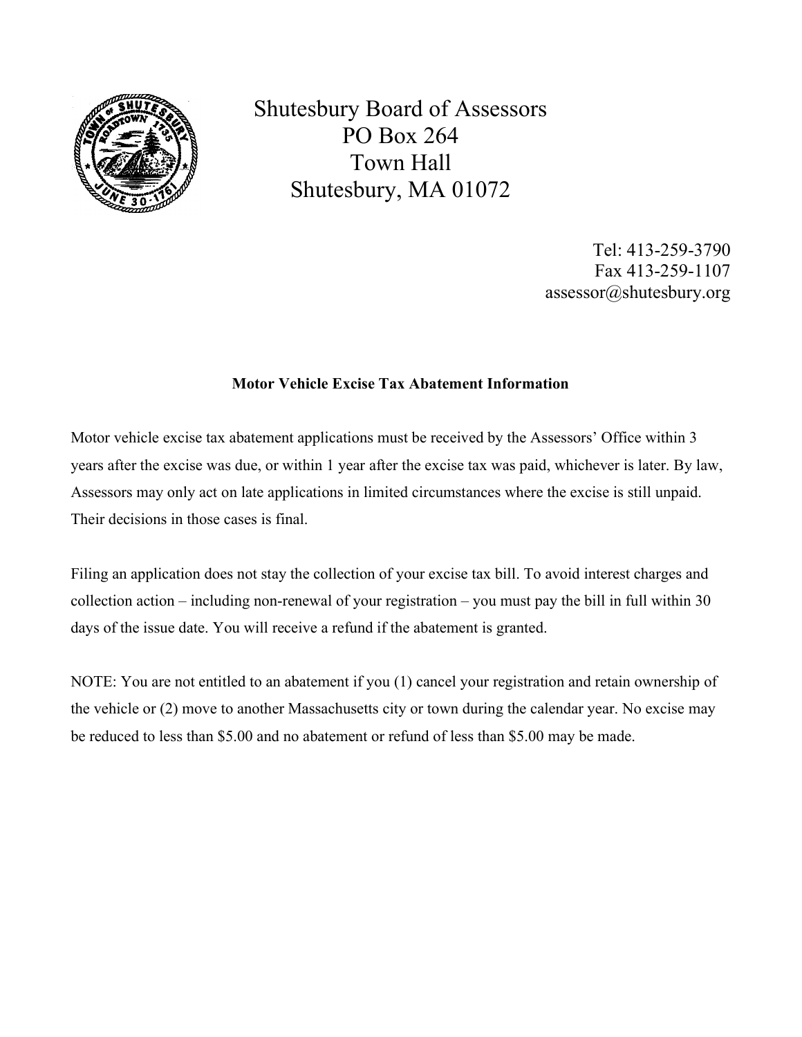# Shutesbury Board of Assessors
PO Box 264
Town Hall
Shutesbury, MA 01072

Tel: 413-259-3790
Fax 413-259-1107
assessor@shutesbury.org

**Motor Vehicle Excise Tax Abatement Information**

Motor vehicle excise tax abatement applications must be received by the Assessors' Office within 3 years after the excise was due, or within 1 year after the excise tax was paid, whichever is later. By law, Assessors may only act on late applications in limited circumstances where the excise is still unpaid. Their decisions in those cases is final.

Filing an application does not stay the collection of your excise tax bill. To avoid interest charges and collection action – including non-renewal of your registration – you must pay the bill in full within 30 days of the issue date. You will receive a refund if the abatement is granted.

NOTE: You are not entitled to an abatement if you (1) cancel your registration and retain ownership of the vehicle or (2) move to another Massachusetts city or town during the calendar year. No excise may be reduced to less than $5.00 and no abatement or refund of less than $5.00 may be made.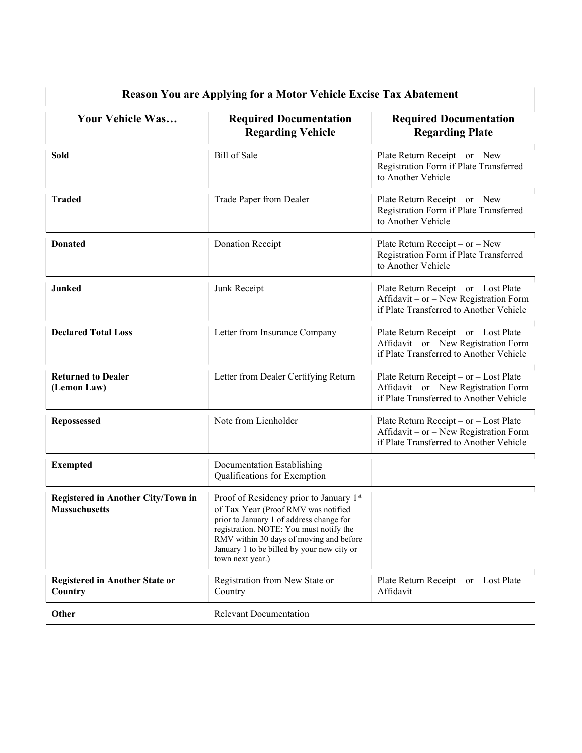| Reason You are Applying for a Motor Vehicle Excise Tax Abatement | | |
|---|---|---|
| **Your Vehicle Was…** | **Required Documentation Regarding Vehicle** | **Required Documentation Regarding Plate** |
| **Sold** | Bill of Sale | Plate Return Receipt – or – New Registration Form if Plate Transferred to Another Vehicle |
| **Traded** | Trade Paper from Dealer | Plate Return Receipt – or – New Registration Form if Plate Transferred to Another Vehicle |
| **Donated** | Donation Receipt | Plate Return Receipt – or – New Registration Form if Plate Transferred to Another Vehicle |
| **Junked** | Junk Receipt | Plate Return Receipt – or – Lost Plate Affidavit – or – New Registration Form if Plate Transferred to Another Vehicle |
| **Declared Total Loss** | Letter from Insurance Company | Plate Return Receipt – or – Lost Plate Affidavit – or – New Registration Form if Plate Transferred to Another Vehicle |
| **Returned to Dealer (Lemon Law)** | Letter from Dealer Certifying Return | Plate Return Receipt – or – Lost Plate Affidavit – or – New Registration Form if Plate Transferred to Another Vehicle |
| **Repossessed** | Note from Lienholder | Plate Return Receipt – or – Lost Plate Affidavit – or – New Registration Form if Plate Transferred to Another Vehicle |
| **Exempted** | Documentation Establishing Qualifications for Exemption | |
| **Registered in Another City/Town in Massachusetts** | Proof of Residency prior to January 1st of Tax Year (Proof RMV was notified prior to January 1 of address change for registration. NOTE: You must notify the RMV within 30 days of moving and before January 1 to be billed by your new city or town next year.) | |
| **Registered in Another State or Country** | Registration from New State or Country | Plate Return Receipt – or – Lost Plate Affidavit |
| **Other** | Relevant Documentation | |